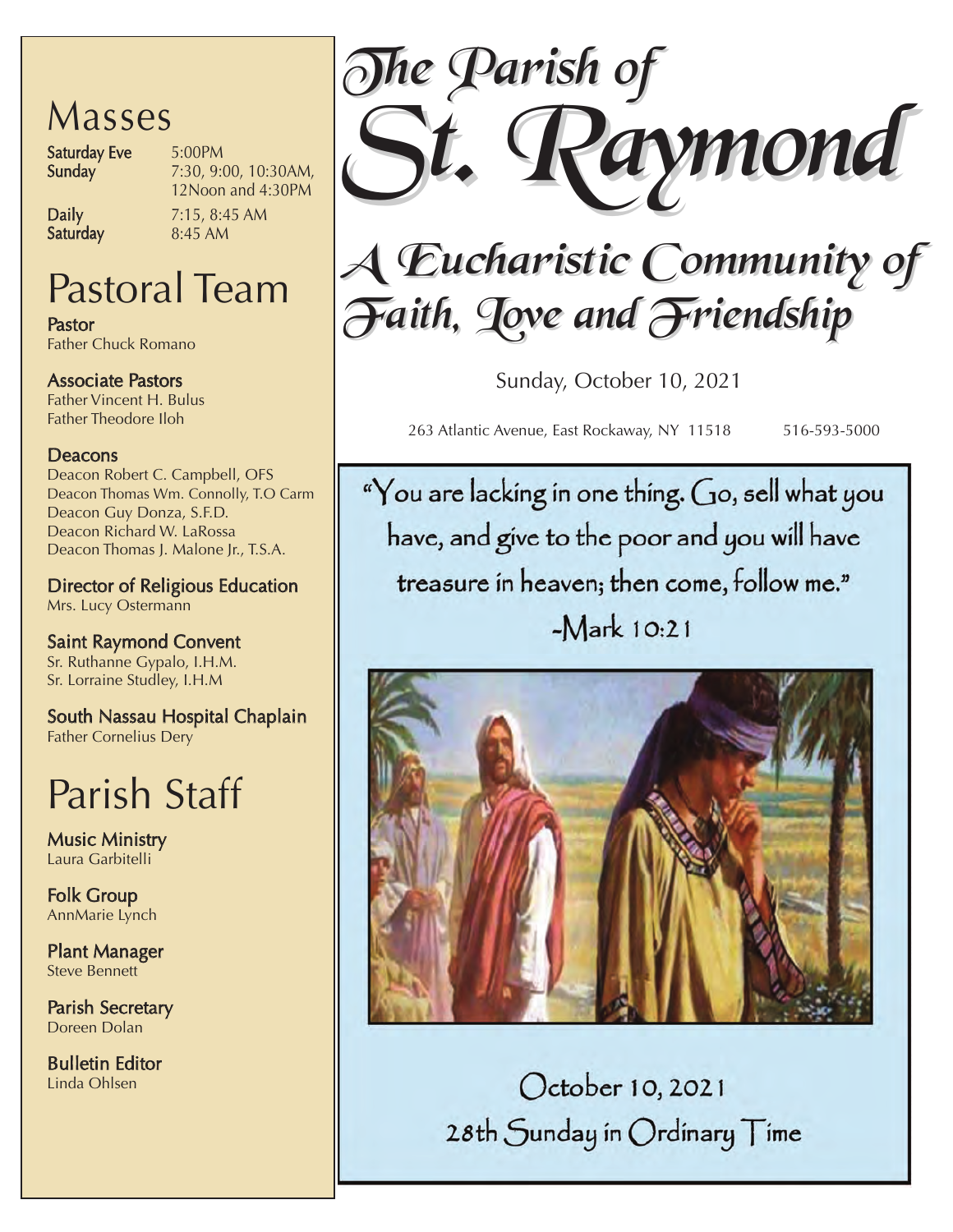# The Parish of St. Raymond

## A Eucharistic Community of Faith, Love and Friendship

Sunday, October 10, 2021

263 Atlantic Avenue, East Rockaway, NY 11518 516-593-5000

"You are lacking in one thing. Go, sell what you have, and give to the poor and you will have treasure in heaven; then come, follow me."

-Mark 10:21

October 10, 2021

28th Sunday in Ordinary Time

## Masses

| | |
|---|---|
| **Saturday Eve** | 5:00PM |
| **Sunday** | 7:30, 9:00, 10:30AM, 12Noon and 4:30PM |
| **Daily** | 7:15, 8:45 AM |
| **Saturday** | 8:45 AM |

## Pastoral Team

**Pastor**
Father Chuck Romano

**Associate Pastors**
Father Vincent H. Bulus
Father Theodore Iloh

**Deacons**
Deacon Robert C. Campbell, OFS
Deacon Thomas Wm. Connolly, T.O Carm
Deacon Guy Donza, S.F.D.
Deacon Richard W. LaRossa
Deacon Thomas J. Malone Jr., T.S.A.

**Director of Religious Education**
Mrs. Lucy Ostermann

**Saint Raymond Convent**
Sr. Ruthanne Gypalo, I.H.M.
Sr. Lorraine Studley, I.H.M

**South Nassau Hospital Chaplain**
Father Cornelius Dery

## Parish Staff

**Music Ministry**
Laura Garbitelli

**Folk Group**
AnnMarie Lynch

**Plant Manager**
Steve Bennett

**Parish Secretary**
Doreen Dolan

**Bulletin Editor**
Linda Ohlsen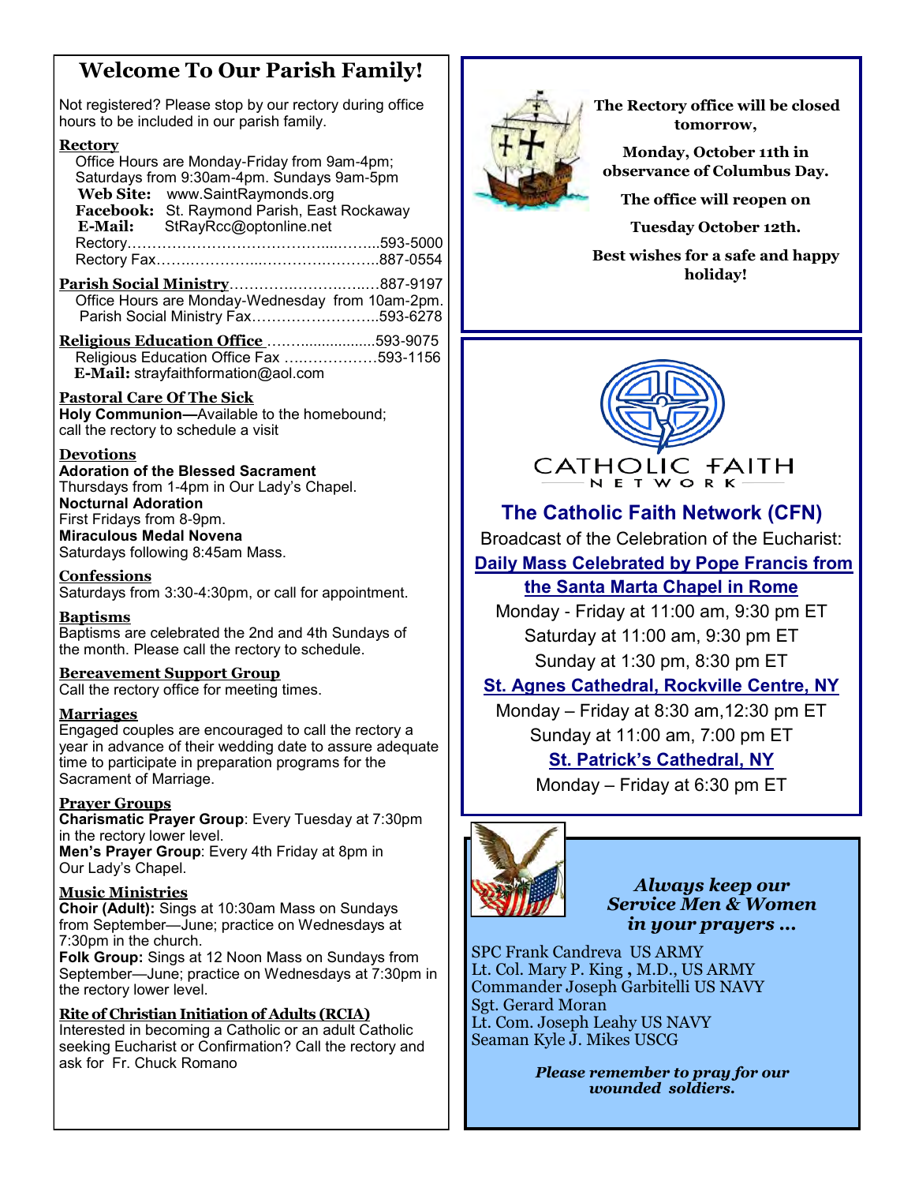# Welcome To Our Parish Family!

Not registered? Please stop by our rectory during office hours to be included in our parish family.

**Rectory**

Office Hours are Monday-Friday from 9am-4pm; Saturdays from 9:30am-4pm. Sundays 9am-5pm

**Web Site:** www.SaintRaymonds.org

**Facebook:** St. Raymond Parish, East Rockaway

**E-Mail:** StRayRcc@optonline.net

Rectory……………………………………..……..593-5000

Rectory Fax……..………...……………….……..887-0554

**Parish Social Ministry**…………….……….…..…887-9197

Office Hours are Monday-Wednesday from 10am-2pm.

Parish Social Ministry Fax……………………..593-6278

**Religious Education Office** ……….................593-9075

Religious Education Office Fax ……………….593-1156

**E-Mail:** strayfaithformation@aol.com

**Pastoral Care Of The Sick**

**Holy Communion—**Available to the homebound; call the rectory to schedule a visit

**Devotions**

**Adoration of the Blessed Sacrament**
Thursdays from 1-4pm in Our Lady's Chapel.

**Nocturnal Adoration**
First Fridays from 8-9pm.

**Miraculous Medal Novena**
Saturdays following 8:45am Mass.

**Confessions**

Saturdays from 3:30-4:30pm, or call for appointment.

**Baptisms**

Baptisms are celebrated the 2nd and 4th Sundays of the month. Please call the rectory to schedule.

**Bereavement Support Group**

Call the rectory office for meeting times.

**Marriages**

Engaged couples are encouraged to call the rectory a year in advance of their wedding date to assure adequate time to participate in preparation programs for the Sacrament of Marriage.

**Prayer Groups**

**Charismatic Prayer Group**: Every Tuesday at 7:30pm in the rectory lower level.

**Men's Prayer Group**: Every 4th Friday at 8pm in Our Lady's Chapel.

**Music Ministries**

**Choir (Adult):** Sings at 10:30am Mass on Sundays from September—June; practice on Wednesdays at 7:30pm in the church.

**Folk Group:** Sings at 12 Noon Mass on Sundays from September—June; practice on Wednesdays at 7:30pm in the rectory lower level.

**Rite of Christian Initiation of Adults (RCIA)**

Interested in becoming a Catholic or an adult Catholic seeking Eucharist or Confirmation? Call the rectory and ask for Fr. Chuck Romano

---

**The Rectory office will be closed tomorrow,**

**Monday, October 11th in observance of Columbus Day.**

**The office will reopen on**

**Tuesday October 12th.**

**Best wishes for a safe and happy holiday!**

---

CATHOLIC FAITH NETWORK

## The Catholic Faith Network (CFN)

Broadcast of the Celebration of the Eucharist:

**Daily Mass Celebrated by Pope Francis from the Santa Marta Chapel in Rome**

Monday - Friday at 11:00 am, 9:30 pm ET
Saturday at 11:00 am, 9:30 pm ET
Sunday at 1:30 pm, 8:30 pm ET

**St. Agnes Cathedral, Rockville Centre, NY**

Monday – Friday at 8:30 am,12:30 pm ET
Sunday at 11:00 am, 7:00 pm ET

**St. Patrick's Cathedral, NY**

Monday – Friday at 6:30 pm ET

---

***Always keep our Service Men & Women in your prayers …***

SPC Frank Candreva US ARMY
Lt. Col. Mary P. King , M.D., US ARMY
Commander Joseph Garbitelli US NAVY
Sgt. Gerard Moran
Lt. Com. Joseph Leahy US NAVY
Seaman Kyle J. Mikes USCG

***Please remember to pray for our wounded soldiers.***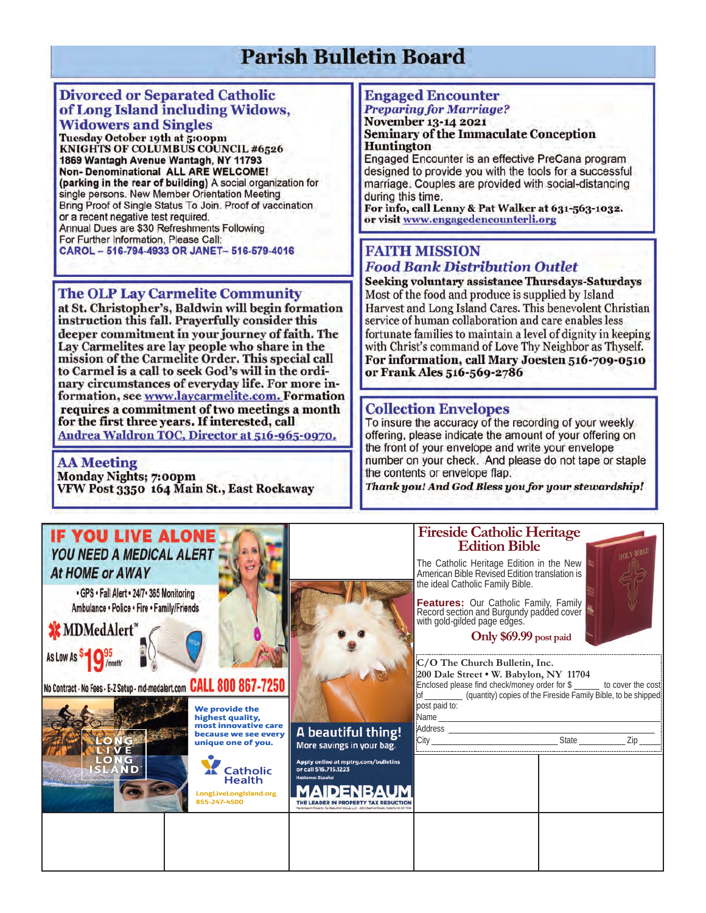# Parish Bulletin Board

## Divorced or Separated Catholic of Long Island including Widows, Widowers and Singles

**Tuesday October 19th at 5:00pm**
**KNIGHTS OF COLUMBUS COUNCIL #6526**
**1869 Wantagh Avenue Wantagh, NY 11793**
**Non- Denominational ALL ARE WELCOME!**
**(parking in the rear of building)** A social organization for single persons. New Member Orientation Meeting Bring Proof of Single Status To Join. Proof of vaccination or a recent negative test required.
Annual Dues are $30 Refreshments Following
For Further Information, Please Call:
**CAROL – 516-794-4933 OR JANET– 516-579-4016**

## The OLP Lay Carmelite Community

**at St. Christopher's, Baldwin will begin formation instruction this fall. Prayerfully consider this deeper commitment in your journey of faith. The Lay Carmelites are lay people who share in the mission of the Carmelite Order. This special call to Carmel is a call to seek God's will in the ordinary circumstances of everyday life. For more information, see www.laycarmelite.com. Formation requires a commitment of two meetings a month for the first three years. If interested, call Andrea Waldron TOC, Director at 516-965-0970.**

## AA Meeting

**Monday Nights; 7:00pm**
**VFW Post 3350 164 Main St., East Rockaway**

## Engaged Encounter

***Preparing for Marriage?***
**November 13-14 2021**
**Seminary of the Immaculate Conception**
**Huntington**
Engaged Encounter is an effective PreCana program designed to provide you with the tools for a successful marriage. Couples are provided with social-distancing during this time.
**For info, call Lenny & Pat Walker at 631-563-1032. or visit www.engagedencounterli.org**

## FAITH MISSION

***Food Bank Distribution Outlet***
**Seeking voluntary assistance Thursdays-Saturdays**
Most of the food and produce is supplied by Island Harvest and Long Island Cares. This benevolent Christian service of human collaboration and care enables less fortunate families to maintain a level of dignity in keeping with Christ's command of Love Thy Neighbor as Thyself.
**For information, call Mary Joesten 516-709-0510 or Frank Ales 516-569-2786**

## Collection Envelopes

To insure the accuracy of the recording of your weekly offering, please indicate the amount of your offering on the front of your envelope and write your envelope number on your check. And please do not tape or staple the contents or envelope flap.
***Thank you! And God Bless you for your stewardship!***

---

**IF YOU LIVE ALONE** *YOU NEED A MEDICAL ALERT At HOME or AWAY*
• GPS • Fall Alert • 24/7 • 365 Monitoring
Ambulance • Police • Fire • Family/Friends
**MDMedAlert™**
As Low As $19.95 /month*
No Contract · No Fees · E-Z Setup · md-medalert.com **CALL 800 867-7250**

**LONG LIVE LONG ISLAND**
**We provide the highest quality, most innovative care because we see every unique one of you.**
**Catholic Health**
LongLiveLongIsland.org
855-247-4500

**A beautiful thing!**
More savings in your bag.
Apply online at mptrg.com/bulletins or call 516.715.1223
Hablamos Español
**MAIDENBAUM**
THE LEADER IN PROPERTY TAX REDUCTION

## Fireside Catholic Heritage Edition Bible

The Catholic Heritage Edition in the New American Bible Revised Edition translation is the ideal Catholic Family Bible.

**Features:** Our Catholic Family, Family Record section and Burgundy padded cover with gold-gilded page edges.

**Only $69.99 post paid**

**C/O The Church Bulletin, Inc.**
**200 Dale Street • W. Babylon, NY 11704**
Enclosed please find check/money order for $ ______ to cover the cost of ________ (quantity) copies of the Fireside Family Bible, to be shipped post paid to:
Name ______________________________
Address ______________________________
City ______________ State ________ Zip ______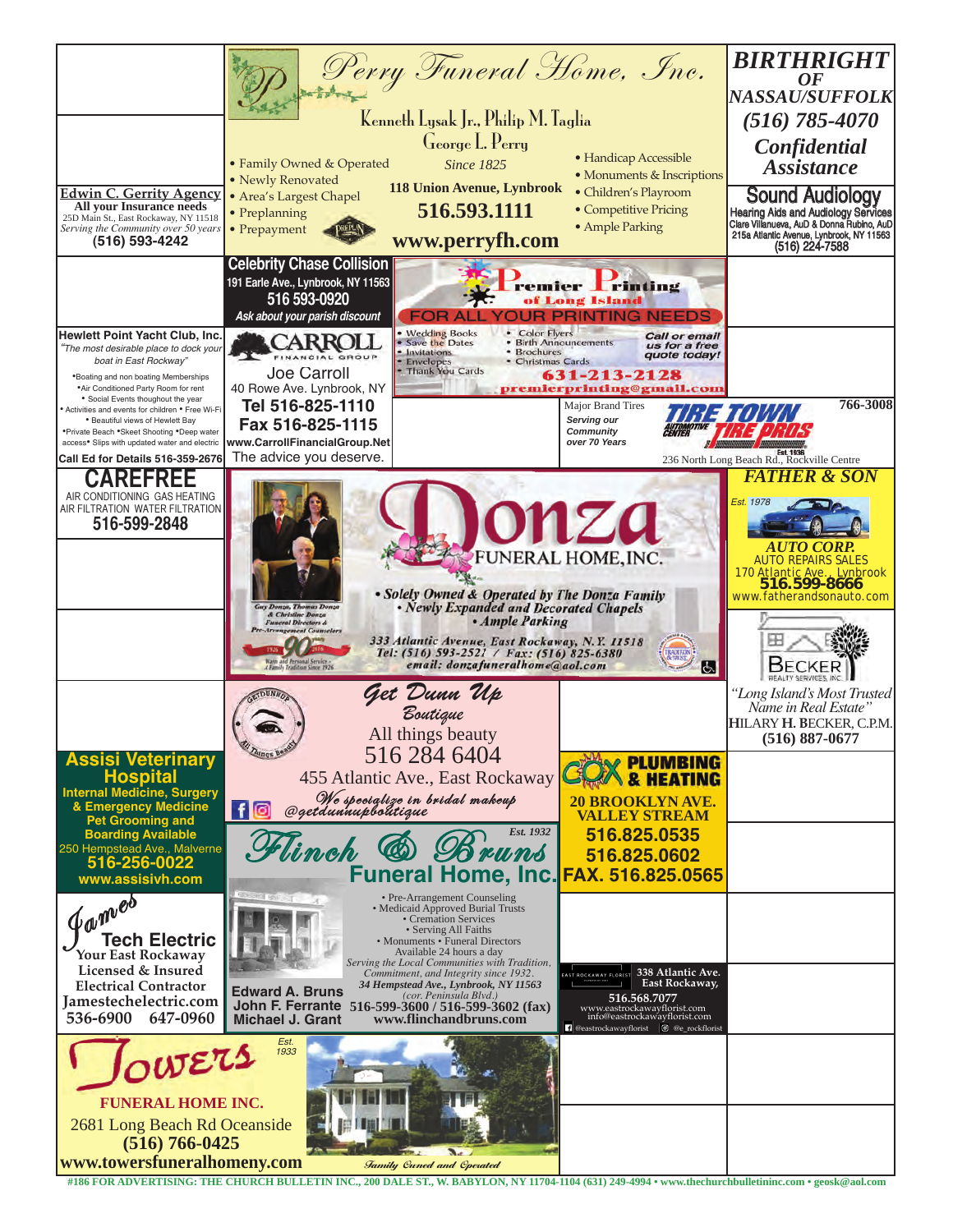## Perry Funeral Home, Inc.

Kenneth Lysak Jr., Philip M. Taglia
George L. Perry

Since 1825

- Family Owned & Operated
- Newly Renovated
- Area's Largest Chapel
- Preplanning
- Prepayment

118 Union Avenue, Lynbrook
**516.593.1111**
**www.perryfh.com**

- Handicap Accessible
- Monuments & Inscriptions
- Children's Playroom
- Competitive Pricing
- Ample Parking

## BIRTHRIGHT OF NASSAU/SUFFOLK

(516) 785-4070
Confidential Assistance

## Edwin C. Gerrity Agency

**All your Insurance needs**
25D Main St., East Rockaway, NY 11518
*Serving the Community over 50 years*
**(516) 593-4242**

## Sound Audiology

Hearing Aids and Audiology Services
Clare Villanueva, AuD & Donna Rubino, AuD
215a Atlantic Avenue, Lynbrook, NY 11563
(516) 224-7588

## Celebrity Chase Collision

191 Earle Ave., Lynbrook, NY 11563
516 593-0920
*Ask about your parish discount*

## Premier Printing of Long Island

FOR ALL YOUR PRINTING NEEDS

- Wedding Books
- Save the Dates
- Invitations
- Envelopes
- Thank You Cards
- Color Flyers
- Birth Announcements
- Brochures
- Christmas Cards

*Call or email us for a free quote today!*
631-213-2128
premierprinting@gmail.com

## Hewlett Point Yacht Club, Inc.

*"The most desirable place to dock your boat in East Rockaway"*

- Boating and non boating Memberships
- Air Conditioned Party Room for rent
- Social Events thoughout the year
- Activities and events for children • Free Wi-Fi
- Beautiful views of Hewlett Bay
- Private Beach • Skeet Shooting • Deep water access • Slips with updated water and electric

**Call Ed for Details 516-359-2676**

## CARROLL FINANCIAL GROUP

Joe Carroll
40 Rowe Ave. Lynbrook, NY
**Tel 516-825-1110**
**Fax 516-825-1115**
www.CarrollFinancialGroup.Net
The advice you deserve.

## TIRE TOWN / TIRE PROS

Major Brand Tires
*Serving our Community over 70 Years*
766-3008
Est. 1936
236 North Long Beach Rd., Rockville Centre

## CAREFREE

AIR CONDITIONING GAS HEATING
AIR FILTRATION WATER FILTRATION
**516-599-2848**

## Donza Funeral Home, Inc.

Guy Donza, Thomas Donza & Christine Donza
Funeral Directors & Pre-Arrangement Counselors
1926 90 years 2016
Warm and Personal Service – A Family Tradition Since 1926

- *Solely Owned & Operated by The Donza Family*
- *Newly Expanded and Decorated Chapels*
- *Ample Parking*

*333 Atlantic Avenue, East Rockaway, N.Y. 11518*
*Tel: (516) 593-2521 / Fax: (516) 825-6380*
*email: donzafuneralhome@aol.com*

## FATHER & SON AUTO CORP.

Est. 1978
AUTO REPAIRS SALES
170 Atlantic Ave., Lynbrook
**516.599-8666**
www.fatherandsonauto.com

## BECKER REALTY SERVICES, INC.

*"Long Island's Most Trusted Name in Real Estate"*
HILARY H. BECKER, C.P.M.
**(516) 887-0677**

## Get Dunn Up Boutique

All things beauty
516 284 6404
455 Atlantic Ave., East Rockaway
*We specialize in bridal makeup*
@getdunnupboutique

## Assisi Veterinary Hospital

**Internal Medicine, Surgery & Emergency Medicine**
**Pet Grooming and Boarding Available**
250 Hempstead Ave., Malverne
**516-256-0022**
**www.assisivh.com**

## COX PLUMBING & HEATING

**20 BROOKLYN AVE. VALLEY STREAM**
**516.825.0535**
**516.825.0602**
**FAX. 516.825.0565**

## Flinch & Bruns Funeral Home, Inc.

Est. 1932

- Pre-Arrangement Counseling
- Medicaid Approved Burial Trusts
- Cremation Services
- Serving All Faiths
- Monuments • Funeral Directors

Available 24 hours a day
*Serving the Local Communities with Tradition, Commitment, and Integrity since 1932.*
*34 Hempstead Ave., Lynbrook, NY 11563*
*(cor. Peninsula Blvd.)*
516-599-3600 / 516-599-3602 (fax)
**www.flinchandbruns.com**

**Edward A. Bruns**
**John F. Ferrante**
**Michael J. Grant**

## James Tech Electric

**Your East Rockaway**
**Licensed & Insured**
**Electrical Contractor**
**Jamestechelectric.com**
**536-6900 647-0960**

## EAST ROCKAWAY FLORIST

338 Atlantic Ave. East Rockaway,
516.568.7077
www.eastrockawayflorist.com
info@eastrockawayflorist.com
@eastrockawayflorist @e_rockflorist

## Towers FUNERAL HOME INC.

Est. 1933
2681 Long Beach Rd Oceanside
**(516) 766-0425**
**www.towersfuneralhomeny.com**
*Family Owned and Operated*

#186 FOR ADVERTISING: THE CHURCH BULLETIN INC., 200 DALE ST., W. BABYLON, NY 11704-1104 (631) 249-4994 • www.thechurchbulletininc.com • geosk@aol.com